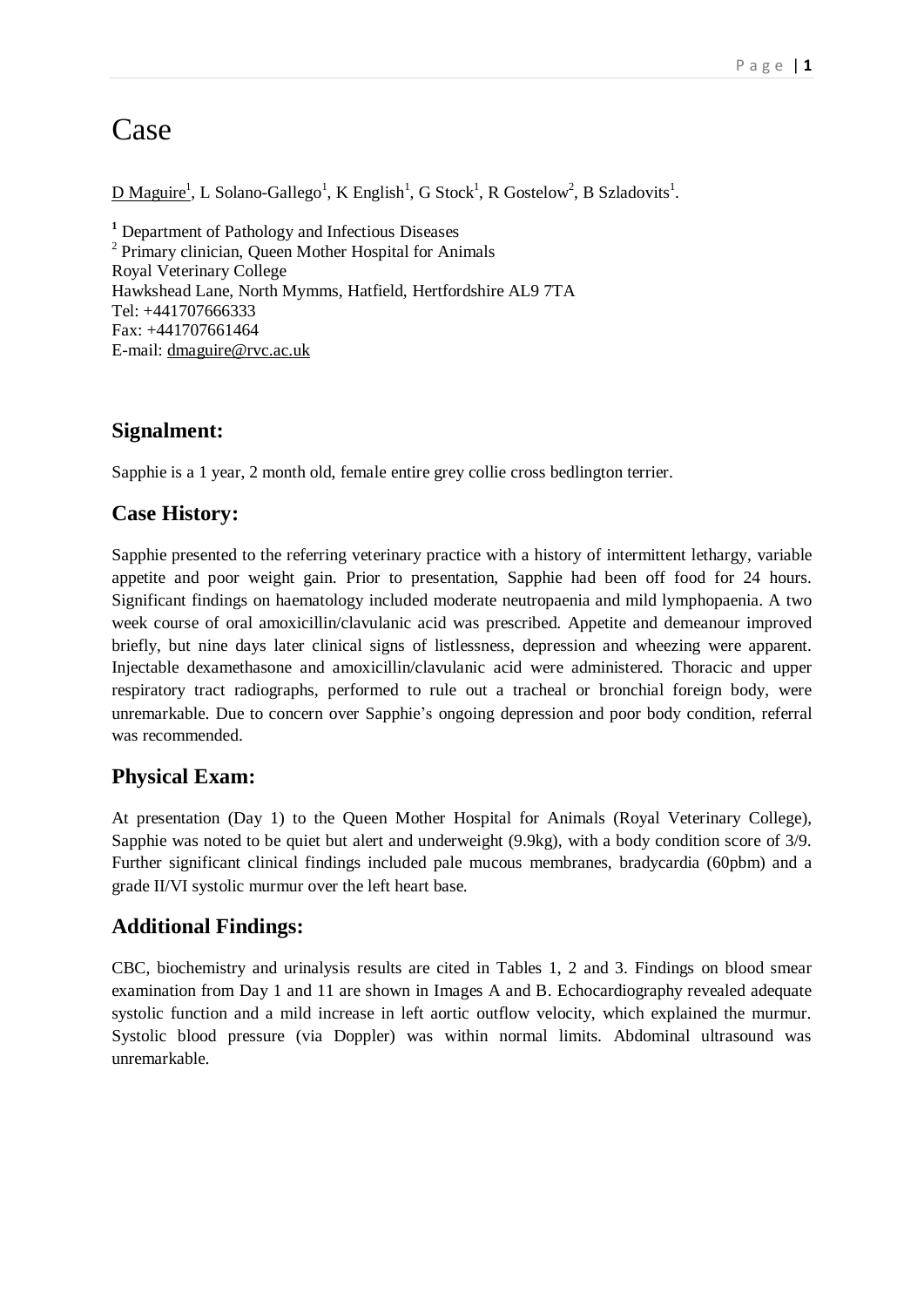# Case

D Maguire[1], L Solano-Gallego[1], K English[1], G Stock[1], R Gostelow[2], B Szladovits[1].

[1] Department of Pathology and Infectious Diseases
[2] Primary clinician, Queen Mother Hospital for Animals
Royal Veterinary College
Hawkshead Lane, North Mymms, Hatfield, Hertfordshire AL9 7TA
Tel: +441707666333
Fax: +441707661464
E-mail: dmaguire@rvc.ac.uk

## Signalment:

Sapphie is a 1 year, 2 month old, female entire grey collie cross bedlington terrier.

## Case History:

Sapphie presented to the referring veterinary practice with a history of intermittent lethargy, variable appetite and poor weight gain. Prior to presentation, Sapphie had been off food for 24 hours. Significant findings on haematology included moderate neutropaenia and mild lymphopaenia. A two week course of oral amoxicillin/clavulanic acid was prescribed. Appetite and demeanour improved briefly, but nine days later clinical signs of listlessness, depression and wheezing were apparent. Injectable dexamethasone and amoxicillin/clavulanic acid were administered. Thoracic and upper respiratory tract radiographs, performed to rule out a tracheal or bronchial foreign body, were unremarkable. Due to concern over Sapphie's ongoing depression and poor body condition, referral was recommended.

## Physical Exam:

At presentation (Day 1) to the Queen Mother Hospital for Animals (Royal Veterinary College), Sapphie was noted to be quiet but alert and underweight (9.9kg), with a body condition score of 3/9. Further significant clinical findings included pale mucous membranes, bradycardia (60pbm) and a grade II/VI systolic murmur over the left heart base.

## Additional Findings:

CBC, biochemistry and urinalysis results are cited in Tables 1, 2 and 3. Findings on blood smear examination from Day 1 and 11 are shown in Images A and B. Echocardiography revealed adequate systolic function and a mild increase in left aortic outflow velocity, which explained the murmur. Systolic blood pressure (via Doppler) was within normal limits. Abdominal ultrasound was unremarkable.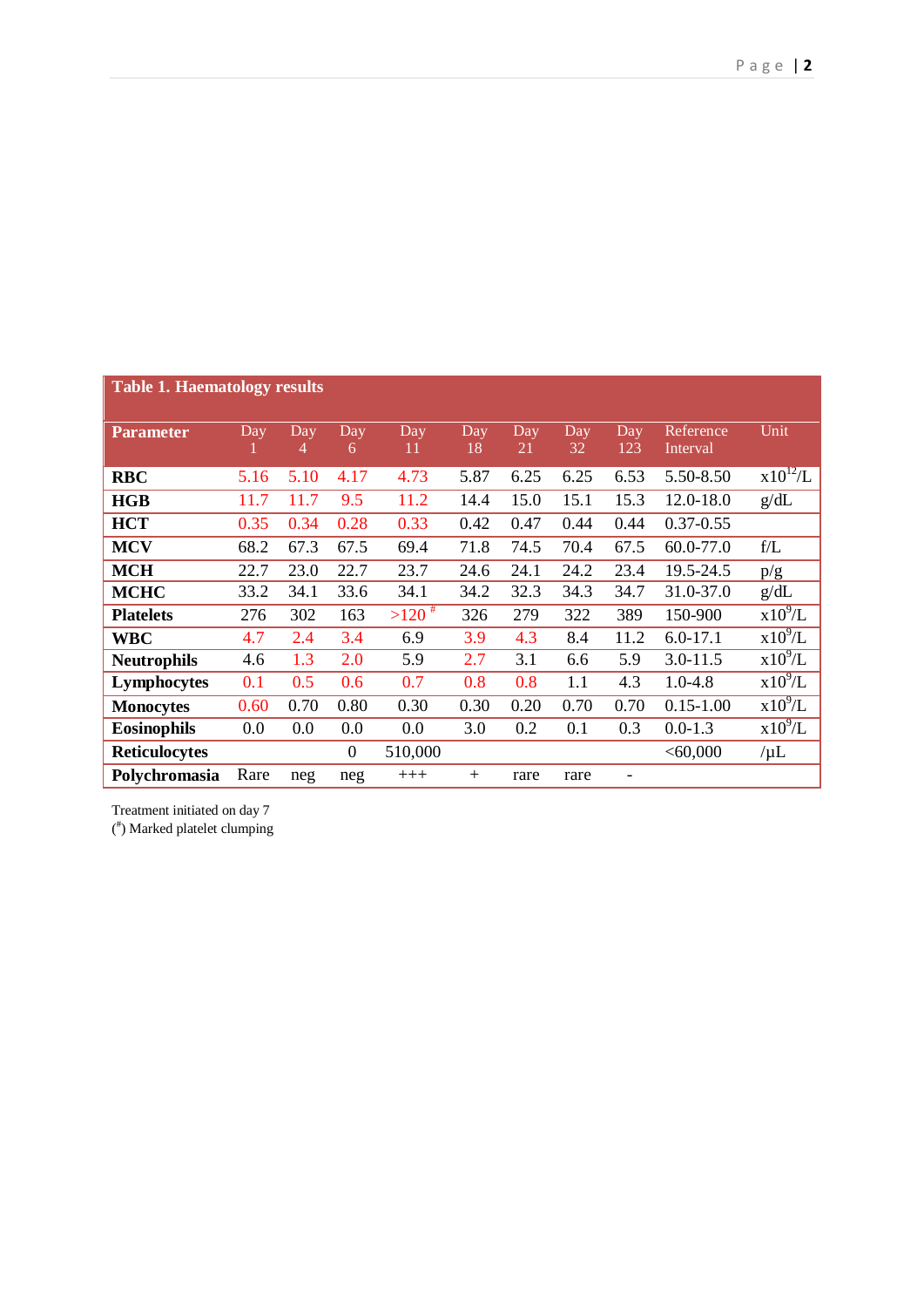**Table 1. Haematology results**

| Parameter | Day 1 | Day 4 | Day 6 | Day 11 | Day 18 | Day 21 | Day 32 | Day 123 | Reference Interval | Unit |
|---|---|---|---|---|---|---|---|---|---|---|
| **RBC** | 5.16 | 5.10 | 4.17 | 4.73 | 5.87 | 6.25 | 6.25 | 6.53 | 5.50-8.50 | $x10^{12}/L$ |
| **HGB** | 11.7 | 11.7 | 9.5 | 11.2 | 14.4 | 15.0 | 15.1 | 15.3 | 12.0-18.0 | g/dL |
| **HCT** | 0.35 | 0.34 | 0.28 | 0.33 | 0.42 | 0.47 | 0.44 | 0.44 | 0.37-0.55 | |
| **MCV** | 68.2 | 67.3 | 67.5 | 69.4 | 71.8 | 74.5 | 70.4 | 67.5 | 60.0-77.0 | f/L |
| **MCH** | 22.7 | 23.0 | 22.7 | 23.7 | 24.6 | 24.1 | 24.2 | 23.4 | 19.5-24.5 | p/g |
| **MCHC** | 33.2 | 34.1 | 33.6 | 34.1 | 34.2 | 32.3 | 34.3 | 34.7 | 31.0-37.0 | g/dL |
| **Platelets** | 276 | 302 | 163 | >120 [#] | 326 | 279 | 322 | 389 | 150-900 | $x10^9/L$ |
| **WBC** | 4.7 | 2.4 | 3.4 | 6.9 | 3.9 | 4.3 | 8.4 | 11.2 | 6.0-17.1 | $x10^9/L$ |
| **Neutrophils** | 4.6 | 1.3 | 2.0 | 5.9 | 2.7 | 3.1 | 6.6 | 5.9 | 3.0-11.5 | $x10^9/L$ |
| **Lymphocytes** | 0.1 | 0.5 | 0.6 | 0.7 | 0.8 | 0.8 | 1.1 | 4.3 | 1.0-4.8 | $x10^9/L$ |
| **Monocytes** | 0.60 | 0.70 | 0.80 | 0.30 | 0.30 | 0.20 | 0.70 | 0.70 | 0.15-1.00 | $x10^9/L$ |
| **Eosinophils** | 0.0 | 0.0 | 0.0 | 0.0 | 3.0 | 0.2 | 0.1 | 0.3 | 0.0-1.3 | $x10^9/L$ |
| **Reticulocytes** | | | 0 | 510,000 | | | | | <60,000 | /µL |
| **Polychromasia** | Rare | neg | neg | +++ | + | rare | rare | - | | |

Treatment initiated on day 7

([#]) Marked platelet clumping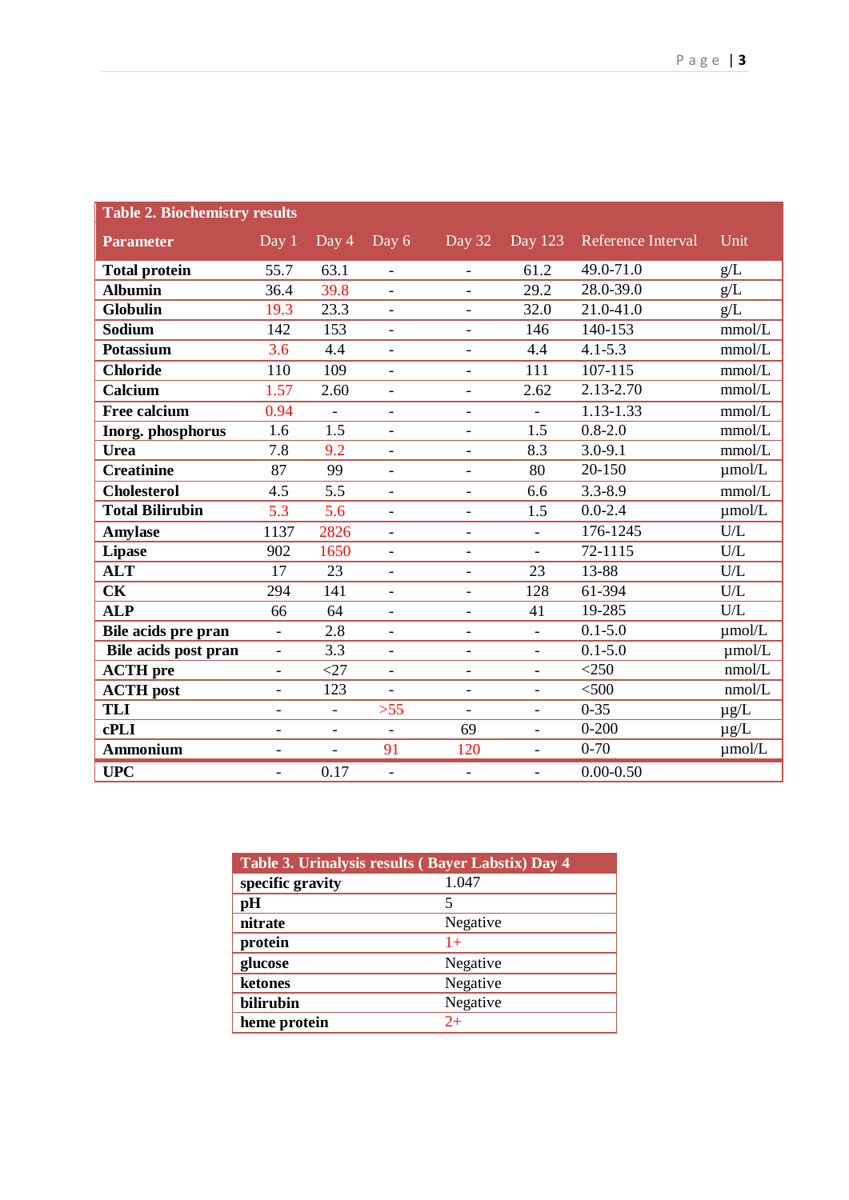**Table 2. Biochemistry results**

| Parameter | Day 1 | Day 4 | Day 6 | Day 32 | Day 123 | Reference Interval | Unit |
|---|---|---|---|---|---|---|---|
| **Total protein** | 55.7 | 63.1 | - | - | 61.2 | 49.0-71.0 | g/L |
| **Albumin** | 36.4 | 39.8 | - | - | 29.2 | 28.0-39.0 | g/L |
| **Globulin** | 19.3 | 23.3 | - | - | 32.0 | 21.0-41.0 | g/L |
| **Sodium** | 142 | 153 | - | - | 146 | 140-153 | mmol/L |
| **Potassium** | 3.6 | 4.4 | - | - | 4.4 | 4.1-5.3 | mmol/L |
| **Chloride** | 110 | 109 | - | - | 111 | 107-115 | mmol/L |
| **Calcium** | 1.57 | 2.60 | - | - | 2.62 | 2.13-2.70 | mmol/L |
| **Free calcium** | 0.94 | - | - | - | - | 1.13-1.33 | mmol/L |
| **Inorg. phosphorus** | 1.6 | 1.5 | - | - | 1.5 | 0.8-2.0 | mmol/L |
| **Urea** | 7.8 | 9.2 | - | - | 8.3 | 3.0-9.1 | mmol/L |
| **Creatinine** | 87 | 99 | - | - | 80 | 20-150 | µmol/L |
| **Cholesterol** | 4.5 | 5.5 | - | - | 6.6 | 3.3-8.9 | mmol/L |
| **Total Bilirubin** | 5.3 | 5.6 | - | - | 1.5 | 0.0-2.4 | µmol/L |
| **Amylase** | 1137 | 2826 | - | - | - | 176-1245 | U/L |
| **Lipase** | 902 | 1650 | - | - | - | 72-1115 | U/L |
| **ALT** | 17 | 23 | - | - | 23 | 13-88 | U/L |
| **CK** | 294 | 141 | - | - | 128 | 61-394 | U/L |
| **ALP** | 66 | 64 | - | - | 41 | 19-285 | U/L |
| **Bile acids pre pran** | - | 2.8 | - | - | - | 0.1-5.0 | µmol/L |
| **Bile acids post pran** | - | 3.3 | - | - | - | 0.1-5.0 | µmol/L |
| **ACTH pre** | - | <27 | - | - | - | <250 | nmol/L |
| **ACTH post** | - | 123 | - | - | - | <500 | nmol/L |
| **TLI** | - | - | >55 | - | - | 0-35 | µg/L |
| **cPLI** | - | - | - | 69 | - | 0-200 | µg/L |
| **Ammonium** | - | - | 91 | 120 | - | 0-70 | µmol/L |
| **UPC** | - | 0.17 | - | - | - | 0.00-0.50 | |

**Table 3. Urinalysis results ( Bayer Labstix) Day 4**

| Parameter | Result |
|---|---|
| **specific gravity** | 1.047 |
| **pH** | 5 |
| **nitrate** | Negative |
| **protein** | 1+ |
| **glucose** | Negative |
| **ketones** | Negative |
| **bilirubin** | Negative |
| **heme protein** | 2+ |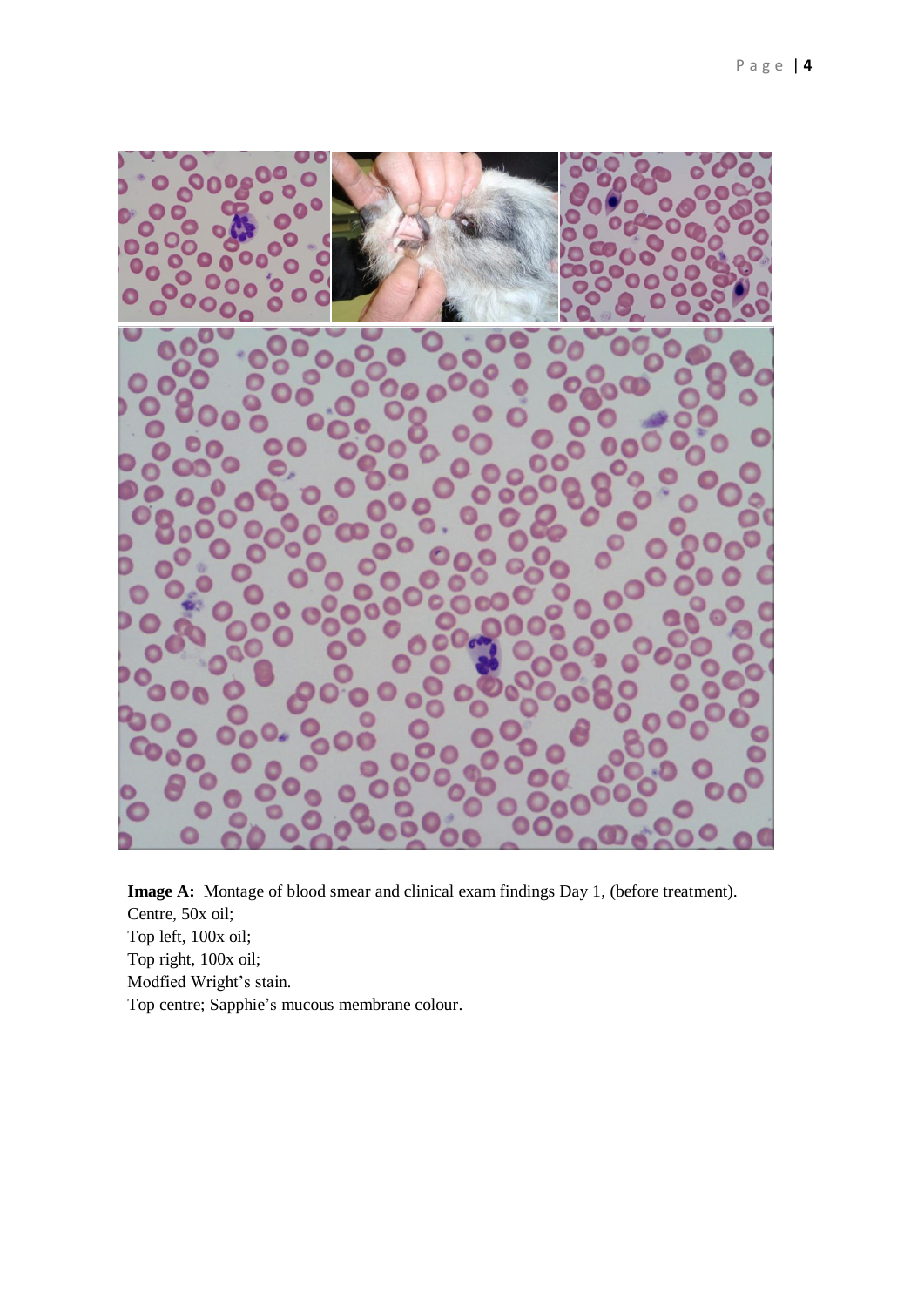**Image A:** Montage of blood smear and clinical exam findings Day 1, (before treatment).
Centre, 50x oil;
Top left, 100x oil;
Top right, 100x oil;
Modfied Wright's stain.
Top centre; Sapphie's mucous membrane colour.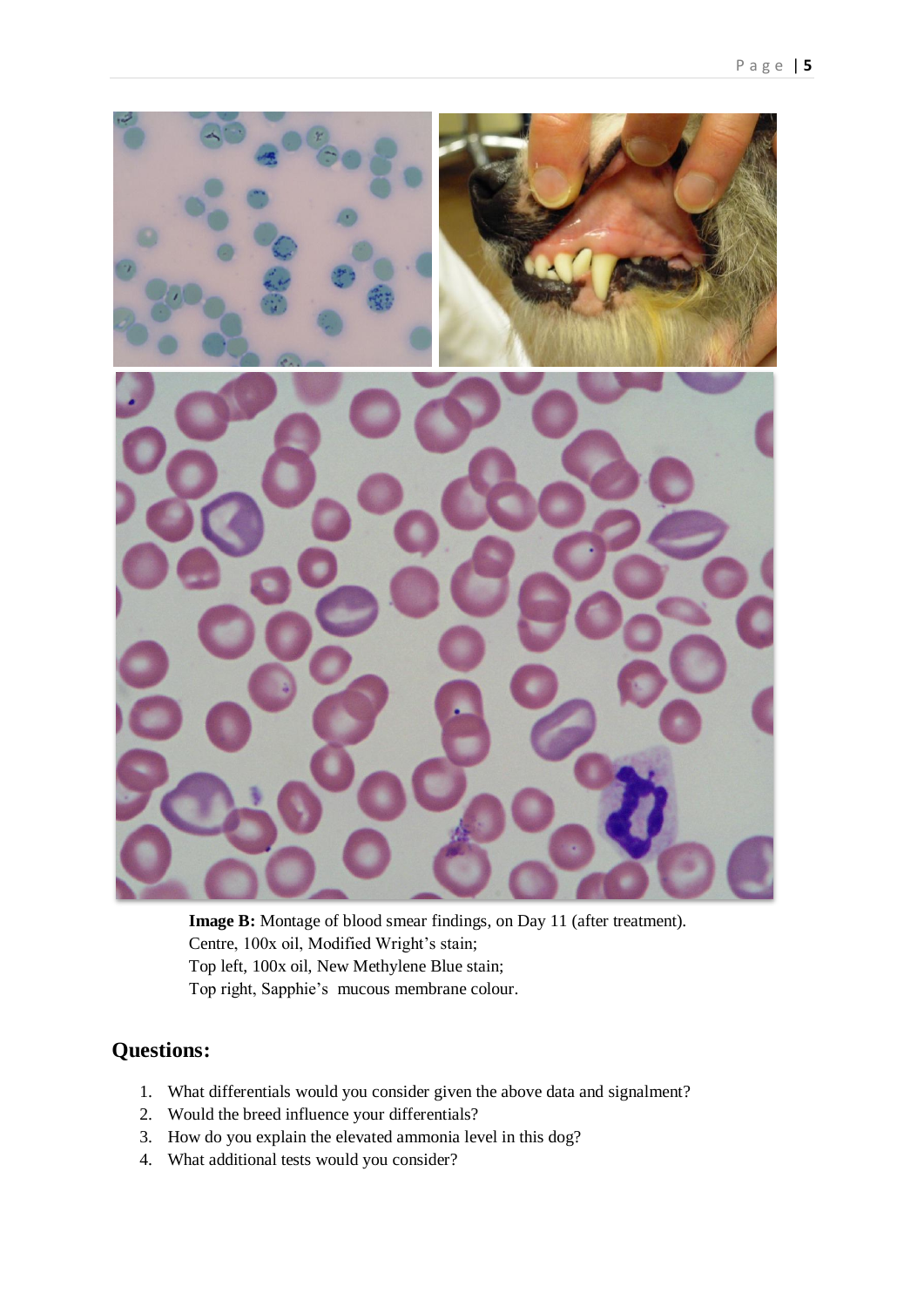**Image B:** Montage of blood smear findings, on Day 11 (after treatment).
Centre, 100x oil, Modified Wright's stain;
Top left, 100x oil, New Methylene Blue stain;
Top right, Sapphie's mucous membrane colour.

## Questions:

1. What differentials would you consider given the above data and signalment?
2. Would the breed influence your differentials?
3. How do you explain the elevated ammonia level in this dog?
4. What additional tests would you consider?